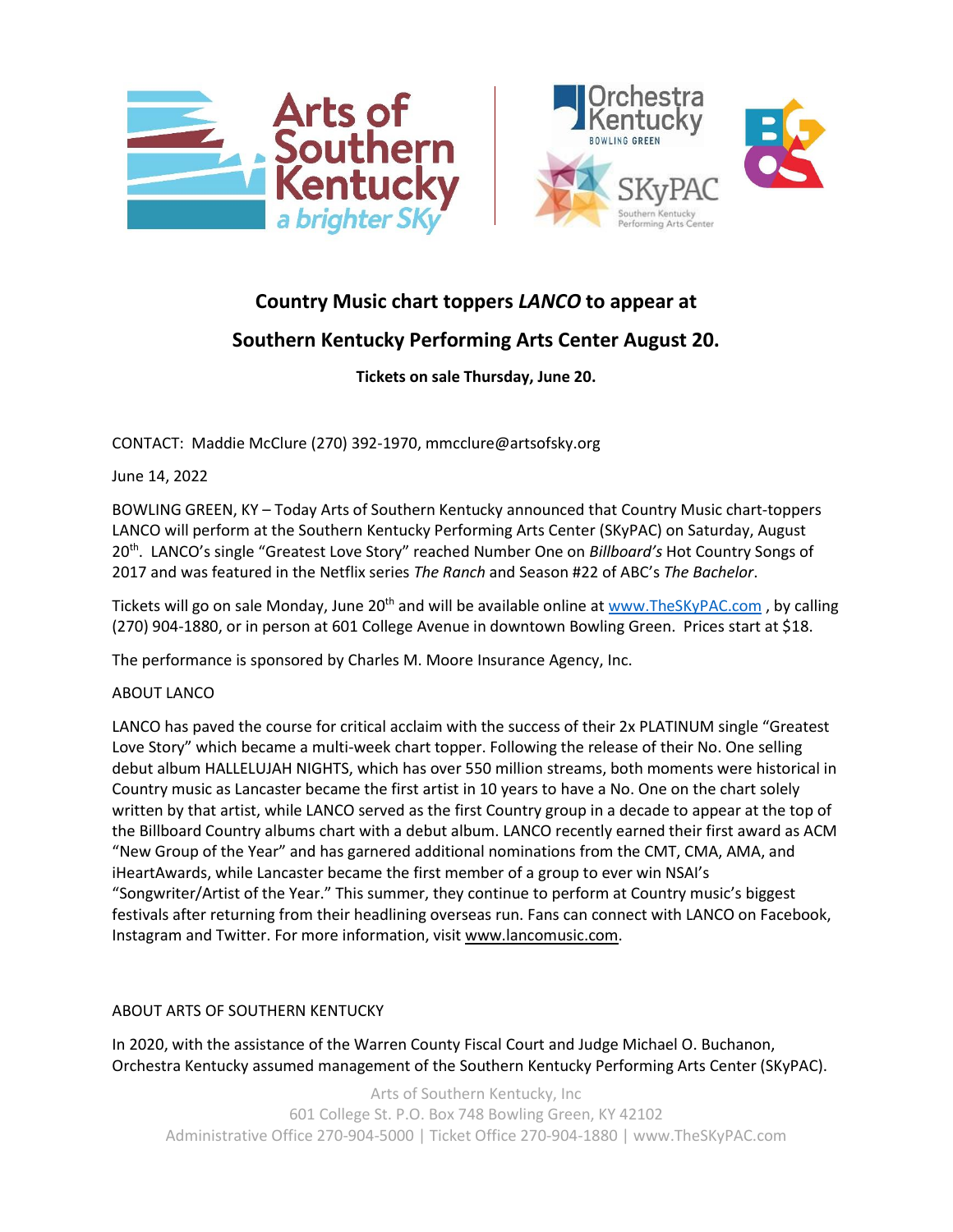**Country Music chart toppers *LANCO* to appear at**

**Southern Kentucky Performing Arts Center August 20.**

**Tickets on sale Thursday, June 20.**

CONTACT: Maddie McClure (270) 392-1970, mmcclure@artsofsky.org

June 14, 2022

BOWLING GREEN, KY – Today Arts of Southern Kentucky announced that Country Music chart-toppers LANCO will perform at the Southern Kentucky Performing Arts Center (SKyPAC) on Saturday, August 20th. LANCO's single "Greatest Love Story" reached Number One on *Billboard's* Hot Country Songs of 2017 and was featured in the Netflix series *The Ranch* and Season #22 of ABC's *The Bachelor*.

Tickets will go on sale Monday, June 20th and will be available online at www.TheSKyPAC.com , by calling (270) 904-1880, or in person at 601 College Avenue in downtown Bowling Green. Prices start at $18.

The performance is sponsored by Charles M. Moore Insurance Agency, Inc.

ABOUT LANCO

LANCO has paved the course for critical acclaim with the success of their 2x PLATINUM single "Greatest Love Story" which became a multi-week chart topper. Following the release of their No. One selling debut album HALLELUJAH NIGHTS, which has over 550 million streams, both moments were historical in Country music as Lancaster became the first artist in 10 years to have a No. One on the chart solely written by that artist, while LANCO served as the first Country group in a decade to appear at the top of the Billboard Country albums chart with a debut album. LANCO recently earned their first award as ACM "New Group of the Year" and has garnered additional nominations from the CMT, CMA, AMA, and iHeartAwards, while Lancaster became the first member of a group to ever win NSAI's "Songwriter/Artist of the Year." This summer, they continue to perform at Country music's biggest festivals after returning from their headlining overseas run. Fans can connect with LANCO on Facebook, Instagram and Twitter. For more information, visit www.lancomusic.com.

ABOUT ARTS OF SOUTHERN KENTUCKY

In 2020, with the assistance of the Warren County Fiscal Court and Judge Michael O. Buchanon, Orchestra Kentucky assumed management of the Southern Kentucky Performing Arts Center (SKyPAC).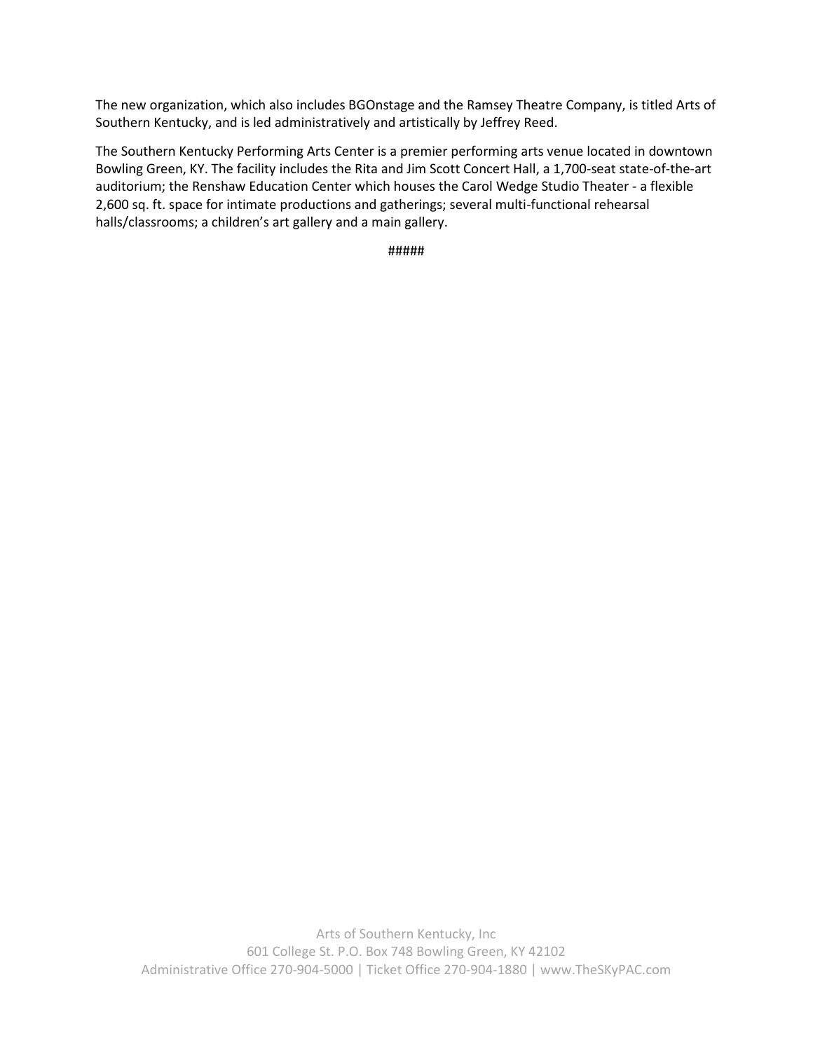The new organization, which also includes BGOnstage and the Ramsey Theatre Company, is titled Arts of Southern Kentucky, and is led administratively and artistically by Jeffrey Reed.

The Southern Kentucky Performing Arts Center is a premier performing arts venue located in downtown Bowling Green, KY. The facility includes the Rita and Jim Scott Concert Hall, a 1,700-seat state-of-the-art auditorium; the Renshaw Education Center which houses the Carol Wedge Studio Theater - a flexible 2,600 sq. ft. space for intimate productions and gatherings; several multi-functional rehearsal halls/classrooms; a children's art gallery and a main gallery.

#####